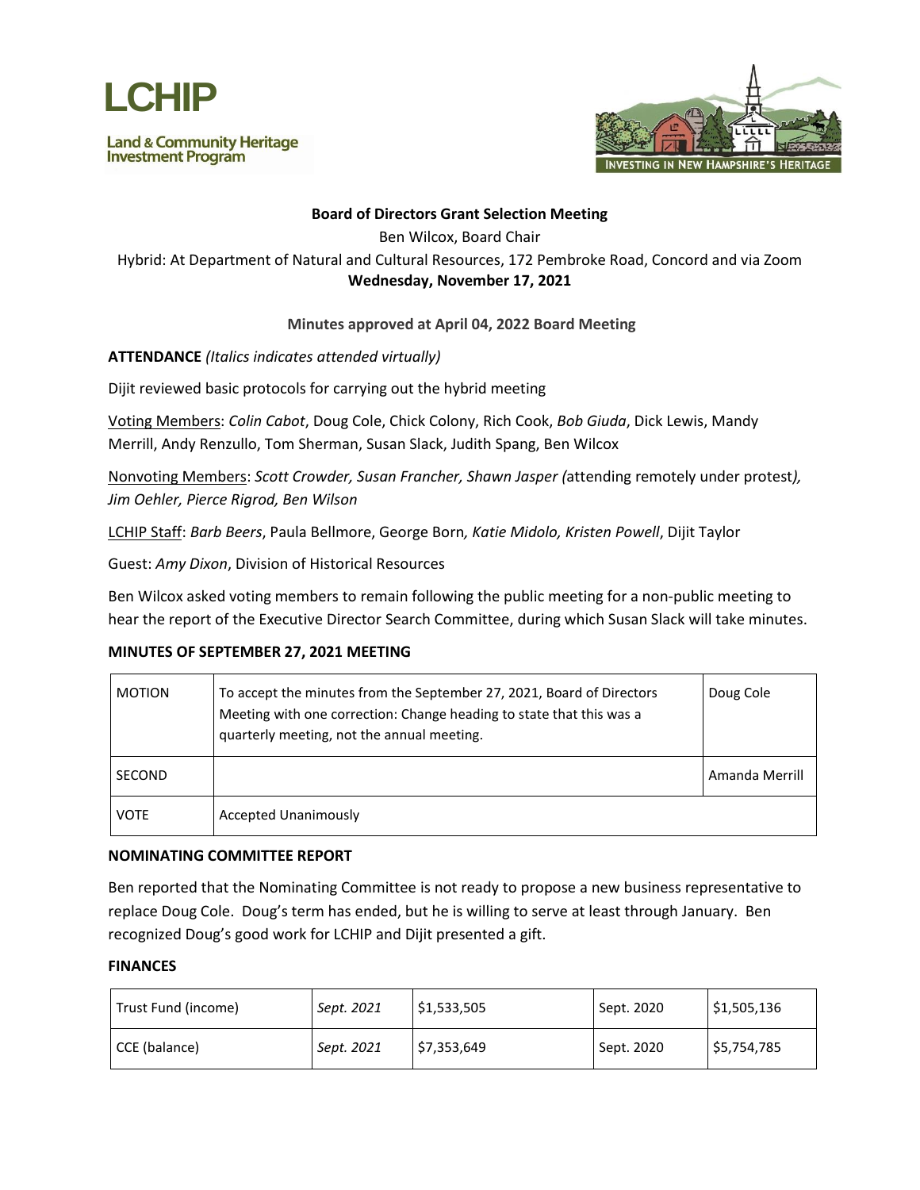# LCHIP

**Land & Community Heritage Investment Program**

INVESTING IN NEW HAMPSHIRE'S HERITAGE

**Board of Directors Grant Selection Meeting**

Ben Wilcox, Board Chair

Hybrid: At Department of Natural and Cultural Resources, 172 Pembroke Road, Concord and via Zoom

**Wednesday, November 17, 2021**

**Minutes approved at April 04, 2022 Board Meeting**

**ATTENDANCE** *(Italics indicates attended virtually)*

Dijit reviewed basic protocols for carrying out the hybrid meeting

Voting Members: *Colin Cabot*, Doug Cole, Chick Colony, Rich Cook, *Bob Giuda*, Dick Lewis, Mandy Merrill, Andy Renzullo, Tom Sherman, Susan Slack, Judith Spang, Ben Wilcox

Nonvoting Members: *Scott Crowder, Susan Francher, Shawn Jasper (*attending remotely under protest*), Jim Oehler, Pierce Rigrod, Ben Wilson*

LCHIP Staff: *Barb Beers*, Paula Bellmore, George Born*, Katie Midolo, Kristen Powell*, Dijit Taylor

Guest: *Amy Dixon*, Division of Historical Resources

Ben Wilcox asked voting members to remain following the public meeting for a non-public meeting to hear the report of the Executive Director Search Committee, during which Susan Slack will take minutes.

**MINUTES OF SEPTEMBER 27, 2021 MEETING**

| MOTION | To accept the minutes from the September 27, 2021, Board of Directors Meeting with one correction: Change heading to state that this was a quarterly meeting, not the annual meeting. | Doug Cole |
|---|---|---|
| SECOND | | Amanda Merrill |
| VOTE | Accepted Unanimously | |

**NOMINATING COMMITTEE REPORT**

Ben reported that the Nominating Committee is not ready to propose a new business representative to replace Doug Cole. Doug's term has ended, but he is willing to serve at least through January. Ben recognized Doug's good work for LCHIP and Dijit presented a gift.

**FINANCES**

| Trust Fund (income) | *Sept. 2021* | $1,533,505 | Sept. 2020 | $1,505,136 |
|---|---|---|---|---|
| CCE (balance) | *Sept. 2021* | $7,353,649 | Sept. 2020 | $5,754,785 |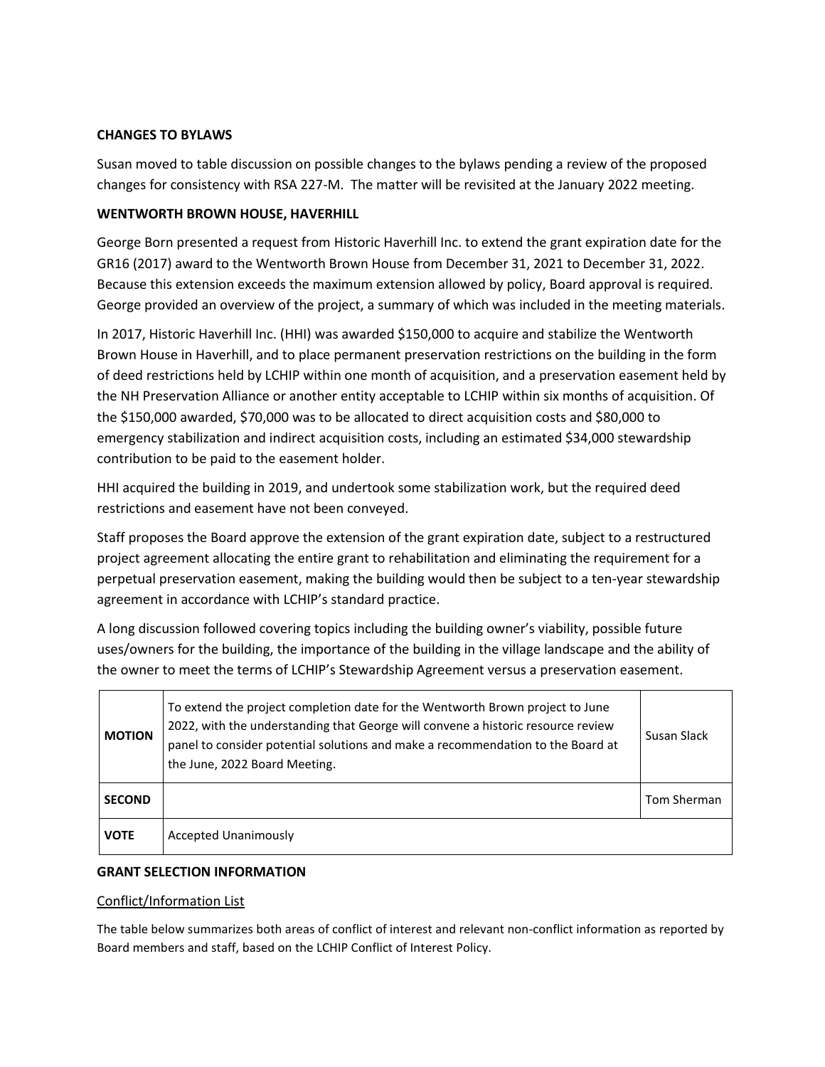**CHANGES TO BYLAWS**

Susan moved to table discussion on possible changes to the bylaws pending a review of the proposed changes for consistency with RSA 227-M. The matter will be revisited at the January 2022 meeting.

**WENTWORTH BROWN HOUSE, HAVERHILL**

George Born presented a request from Historic Haverhill Inc. to extend the grant expiration date for the GR16 (2017) award to the Wentworth Brown House from December 31, 2021 to December 31, 2022. Because this extension exceeds the maximum extension allowed by policy, Board approval is required. George provided an overview of the project, a summary of which was included in the meeting materials.

In 2017, Historic Haverhill Inc. (HHI) was awarded $150,000 to acquire and stabilize the Wentworth Brown House in Haverhill, and to place permanent preservation restrictions on the building in the form of deed restrictions held by LCHIP within one month of acquisition, and a preservation easement held by the NH Preservation Alliance or another entity acceptable to LCHIP within six months of acquisition. Of the $150,000 awarded, $70,000 was to be allocated to direct acquisition costs and $80,000 to emergency stabilization and indirect acquisition costs, including an estimated $34,000 stewardship contribution to be paid to the easement holder.

HHI acquired the building in 2019, and undertook some stabilization work, but the required deed restrictions and easement have not been conveyed.

Staff proposes the Board approve the extension of the grant expiration date, subject to a restructured project agreement allocating the entire grant to rehabilitation and eliminating the requirement for a perpetual preservation easement, making the building would then be subject to a ten-year stewardship agreement in accordance with LCHIP's standard practice.

A long discussion followed covering topics including the building owner's viability, possible future uses/owners for the building, the importance of the building in the village landscape and the ability of the owner to meet the terms of LCHIP's Stewardship Agreement versus a preservation easement.

| | | |
|---|---|---|
| **MOTION** | To extend the project completion date for the Wentworth Brown project to June 2022, with the understanding that George will convene a historic resource review panel to consider potential solutions and make a recommendation to the Board at the June, 2022 Board Meeting. | Susan Slack |
| **SECOND** | | Tom Sherman |
| **VOTE** | Accepted Unanimously | |

**GRANT SELECTION INFORMATION**

Conflict/Information List

The table below summarizes both areas of conflict of interest and relevant non-conflict information as reported by Board members and staff, based on the LCHIP Conflict of Interest Policy.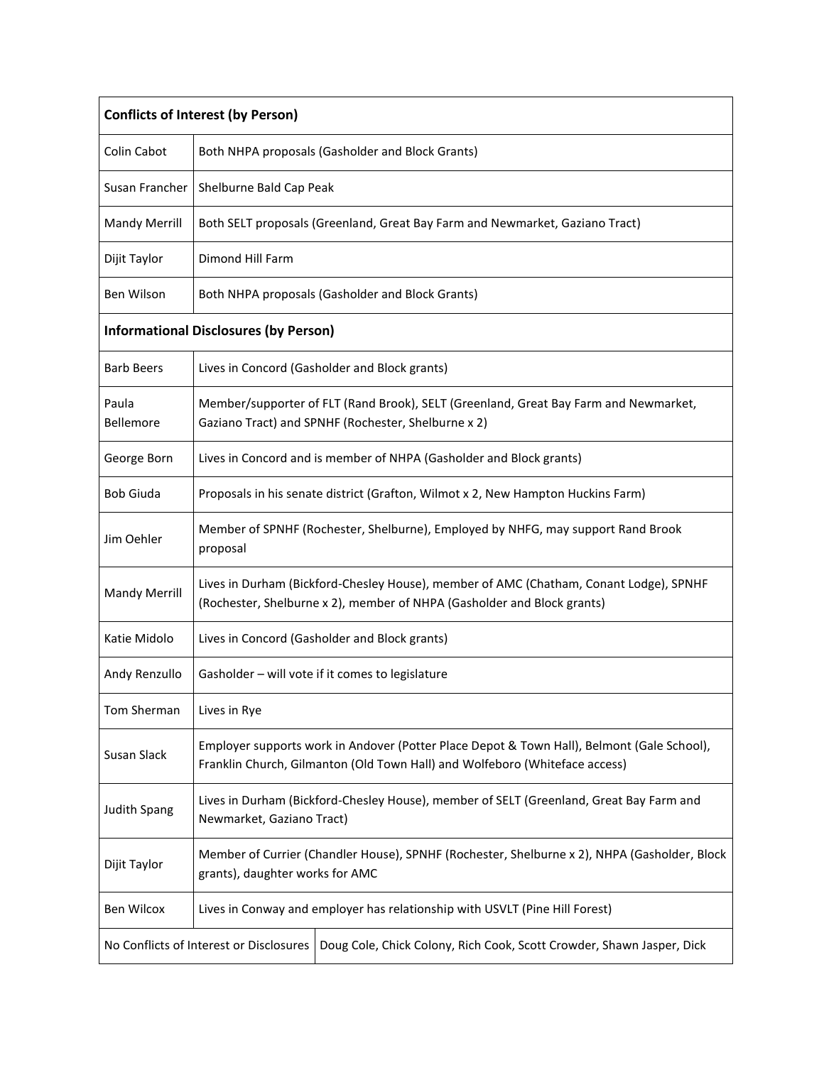| Conflicts of Interest (by Person) | |
|---|---|
| Colin Cabot | Both NHPA proposals (Gasholder and Block Grants) |
| Susan Francher | Shelburne Bald Cap Peak |
| Mandy Merrill | Both SELT proposals (Greenland, Great Bay Farm and Newmarket, Gaziano Tract) |
| Dijit Taylor | Dimond Hill Farm |
| Ben Wilson | Both NHPA proposals (Gasholder and Block Grants) |
| **Informational Disclosures (by Person)** | |
| Barb Beers | Lives in Concord (Gasholder and Block grants) |
| Paula Bellemore | Member/supporter of FLT (Rand Brook), SELT (Greenland, Great Bay Farm and Newmarket, Gaziano Tract) and SPNHF (Rochester, Shelburne x 2) |
| George Born | Lives in Concord and is member of NHPA (Gasholder and Block grants) |
| Bob Giuda | Proposals in his senate district (Grafton, Wilmot x 2, New Hampton Huckins Farm) |
| Jim Oehler | Member of SPNHF (Rochester, Shelburne), Employed by NHFG, may support Rand Brook proposal |
| Mandy Merrill | Lives in Durham (Bickford-Chesley House), member of AMC (Chatham, Conant Lodge), SPNHF (Rochester, Shelburne x 2), member of NHPA (Gasholder and Block grants) |
| Katie Midolo | Lives in Concord (Gasholder and Block grants) |
| Andy Renzullo | Gasholder – will vote if it comes to legislature |
| Tom Sherman | Lives in Rye |
| Susan Slack | Employer supports work in Andover (Potter Place Depot & Town Hall), Belmont (Gale School), Franklin Church, Gilmanton (Old Town Hall) and Wolfeboro (Whiteface access) |
| Judith Spang | Lives in Durham (Bickford-Chesley House), member of SELT (Greenland, Great Bay Farm and Newmarket, Gaziano Tract) |
| Dijit Taylor | Member of Currier (Chandler House), SPNHF (Rochester, Shelburne x 2), NHPA (Gasholder, Block grants), daughter works for AMC |
| Ben Wilcox | Lives in Conway and employer has relationship with USVLT (Pine Hill Forest) |
| No Conflicts of Interest or Disclosures | Doug Cole, Chick Colony, Rich Cook, Scott Crowder, Shawn Jasper, Dick |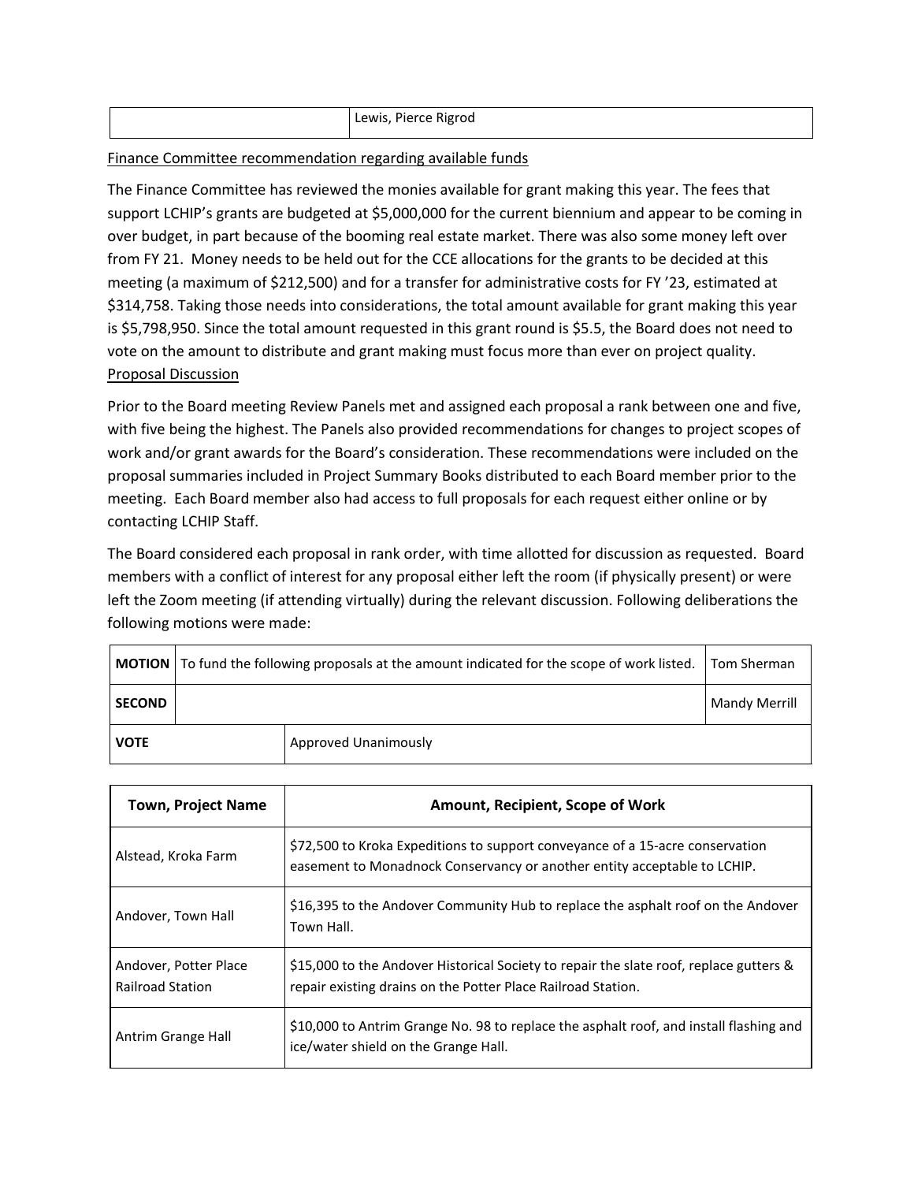| | Lewis, Pierce Rigrod |
|---|---|

Finance Committee recommendation regarding available funds

The Finance Committee has reviewed the monies available for grant making this year. The fees that support LCHIP's grants are budgeted at $5,000,000 for the current biennium and appear to be coming in over budget, in part because of the booming real estate market. There was also some money left over from FY 21. Money needs to be held out for the CCE allocations for the grants to be decided at this meeting (a maximum of $212,500) and for a transfer for administrative costs for FY '23, estimated at $314,758. Taking those needs into considerations, the total amount available for grant making this year is $5,798,950. Since the total amount requested in this grant round is $5.5, the Board does not need to vote on the amount to distribute and grant making must focus more than ever on project quality.

Proposal Discussion

Prior to the Board meeting Review Panels met and assigned each proposal a rank between one and five, with five being the highest. The Panels also provided recommendations for changes to project scopes of work and/or grant awards for the Board's consideration. These recommendations were included on the proposal summaries included in Project Summary Books distributed to each Board member prior to the meeting. Each Board member also had access to full proposals for each request either online or by contacting LCHIP Staff.

The Board considered each proposal in rank order, with time allotted for discussion as requested. Board members with a conflict of interest for any proposal either left the room (if physically present) or were left the Zoom meeting (if attending virtually) during the relevant discussion. Following deliberations the following motions were made:

| **MOTION** | To fund the following proposals at the amount indicated for the scope of work listed. | Tom Sherman |
|---|---|---|
| **SECOND** | | Mandy Merrill |
| **VOTE** | Approved Unanimously | |

| Town, Project Name | Amount, Recipient, Scope of Work |
|---|---|
| Alstead, Kroka Farm | $72,500 to Kroka Expeditions to support conveyance of a 15-acre conservation easement to Monadnock Conservancy or another entity acceptable to LCHIP. |
| Andover, Town Hall | $16,395 to the Andover Community Hub to replace the asphalt roof on the Andover Town Hall. |
| Andover, Potter Place Railroad Station | $15,000 to the Andover Historical Society to repair the slate roof, replace gutters & repair existing drains on the Potter Place Railroad Station. |
| Antrim Grange Hall | $10,000 to Antrim Grange No. 98 to replace the asphalt roof, and install flashing and ice/water shield on the Grange Hall. |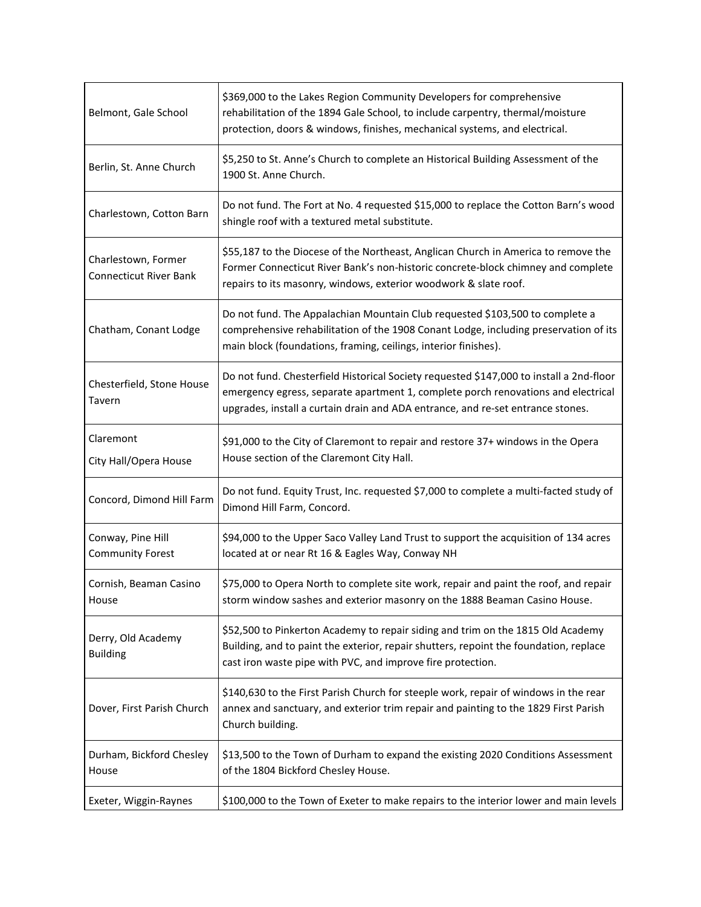| | |
|---|---|
| Belmont, Gale School | $369,000 to the Lakes Region Community Developers for comprehensive rehabilitation of the 1894 Gale School, to include carpentry, thermal/moisture protection, doors & windows, finishes, mechanical systems, and electrical. |
| Berlin, St. Anne Church | $5,250 to St. Anne's Church to complete an Historical Building Assessment of the 1900 St. Anne Church. |
| Charlestown, Cotton Barn | Do not fund. The Fort at No. 4 requested $15,000 to replace the Cotton Barn's wood shingle roof with a textured metal substitute. |
| Charlestown, Former Connecticut River Bank | $55,187 to the Diocese of the Northeast, Anglican Church in America to remove the Former Connecticut River Bank's non-historic concrete-block chimney and complete repairs to its masonry, windows, exterior woodwork & slate roof. |
| Chatham, Conant Lodge | Do not fund. The Appalachian Mountain Club requested $103,500 to complete a comprehensive rehabilitation of the 1908 Conant Lodge, including preservation of its main block (foundations, framing, ceilings, interior finishes). |
| Chesterfield, Stone House Tavern | Do not fund. Chesterfield Historical Society requested $147,000 to install a 2nd-floor emergency egress, separate apartment 1, complete porch renovations and electrical upgrades, install a curtain drain and ADA entrance, and re-set entrance stones. |
| Claremont City Hall/Opera House | $91,000 to the City of Claremont to repair and restore 37+ windows in the Opera House section of the Claremont City Hall. |
| Concord, Dimond Hill Farm | Do not fund. Equity Trust, Inc. requested $7,000 to complete a multi-facted study of Dimond Hill Farm, Concord. |
| Conway, Pine Hill Community Forest | $94,000 to the Upper Saco Valley Land Trust to support the acquisition of 134 acres located at or near Rt 16 & Eagles Way, Conway NH |
| Cornish, Beaman Casino House | $75,000 to Opera North to complete site work, repair and paint the roof, and repair storm window sashes and exterior masonry on the 1888 Beaman Casino House. |
| Derry, Old Academy Building | $52,500 to Pinkerton Academy to repair siding and trim on the 1815 Old Academy Building, and to paint the exterior, repair shutters, repoint the foundation, replace cast iron waste pipe with PVC, and improve fire protection. |
| Dover, First Parish Church | $140,630 to the First Parish Church for steeple work, repair of windows in the rear annex and sanctuary, and exterior trim repair and painting to the 1829 First Parish Church building. |
| Durham, Bickford Chesley House | $13,500 to the Town of Durham to expand the existing 2020 Conditions Assessment of the 1804 Bickford Chesley House. |
| Exeter, Wiggin-Raynes | $100,000 to the Town of Exeter to make repairs to the interior lower and main levels |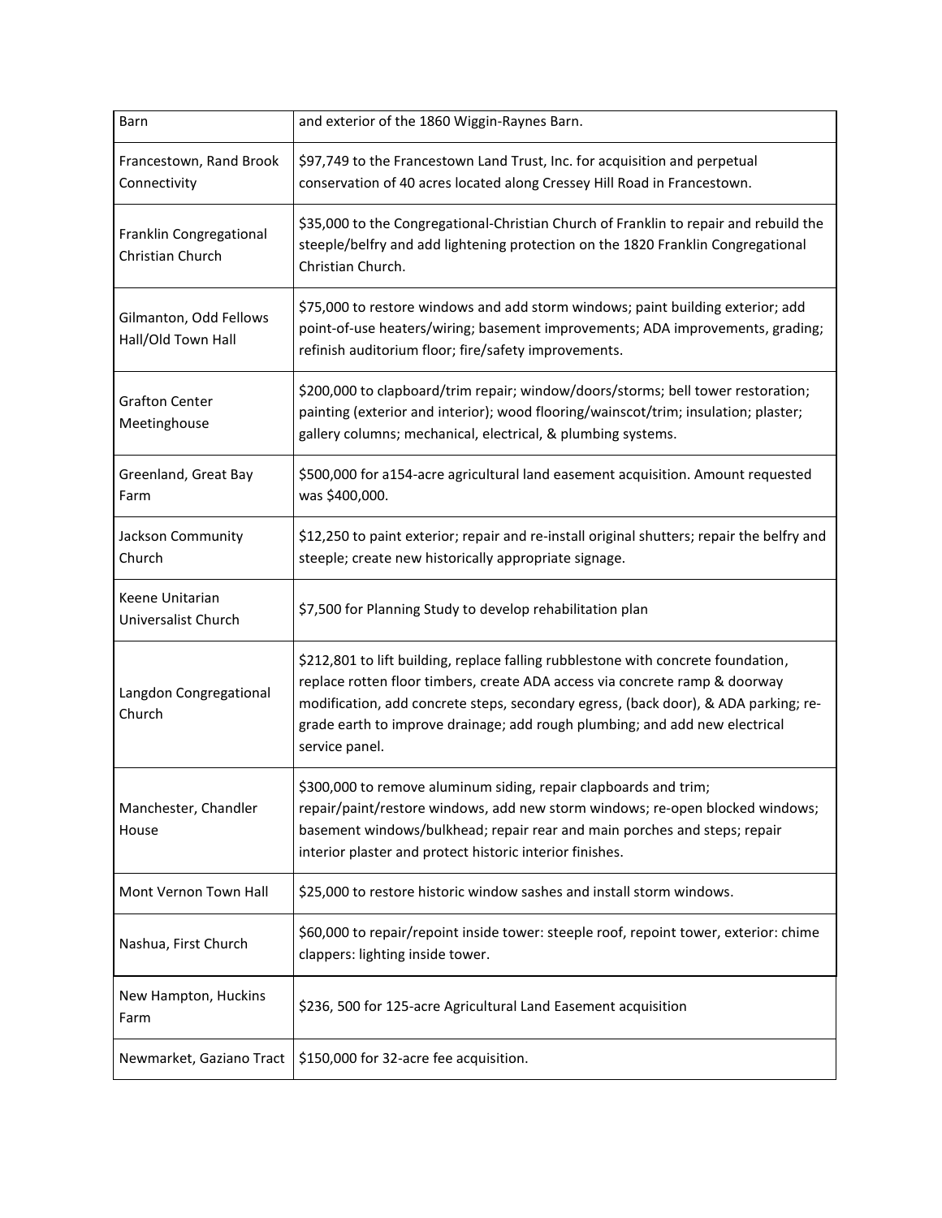| Barn | and exterior of the 1860 Wiggin-Raynes Barn. |
|---|---|
| Francestown, Rand Brook Connectivity | $97,749 to the Francestown Land Trust, Inc. for acquisition and perpetual conservation of 40 acres located along Cressey Hill Road in Francestown. |
| Franklin Congregational Christian Church | $35,000 to the Congregational-Christian Church of Franklin to repair and rebuild the steeple/belfry and add lightening protection on the 1820 Franklin Congregational Christian Church. |
| Gilmanton, Odd Fellows Hall/Old Town Hall | $75,000 to restore windows and add storm windows; paint building exterior; add point-of-use heaters/wiring; basement improvements; ADA improvements, grading; refinish auditorium floor; fire/safety improvements. |
| Grafton Center Meetinghouse | $200,000 to clapboard/trim repair; window/doors/storms; bell tower restoration; painting (exterior and interior); wood flooring/wainscot/trim; insulation; plaster; gallery columns; mechanical, electrical, & plumbing systems. |
| Greenland, Great Bay Farm | $500,000 for a154-acre agricultural land easement acquisition. Amount requested was $400,000. |
| Jackson Community Church | $12,250 to paint exterior; repair and re-install original shutters; repair the belfry and steeple; create new historically appropriate signage. |
| Keene Unitarian Universalist Church | $7,500 for Planning Study to develop rehabilitation plan |
| Langdon Congregational Church | $212,801 to lift building, replace falling rubblestone with concrete foundation, replace rotten floor timbers, create ADA access via concrete ramp & doorway modification, add concrete steps, secondary egress, (back door), & ADA parking; re-grade earth to improve drainage; add rough plumbing; and add new electrical service panel. |
| Manchester, Chandler House | $300,000 to remove aluminum siding, repair clapboards and trim; repair/paint/restore windows, add new storm windows; re-open blocked windows; basement windows/bulkhead; repair rear and main porches and steps; repair interior plaster and protect historic interior finishes. |
| Mont Vernon Town Hall | $25,000 to restore historic window sashes and install storm windows. |
| Nashua, First Church | $60,000 to repair/repoint inside tower: steeple roof, repoint tower, exterior: chime clappers: lighting inside tower. |
| New Hampton, Huckins Farm | $236, 500 for 125-acre Agricultural Land Easement acquisition |
| Newmarket, Gaziano Tract | $150,000 for 32-acre fee acquisition. |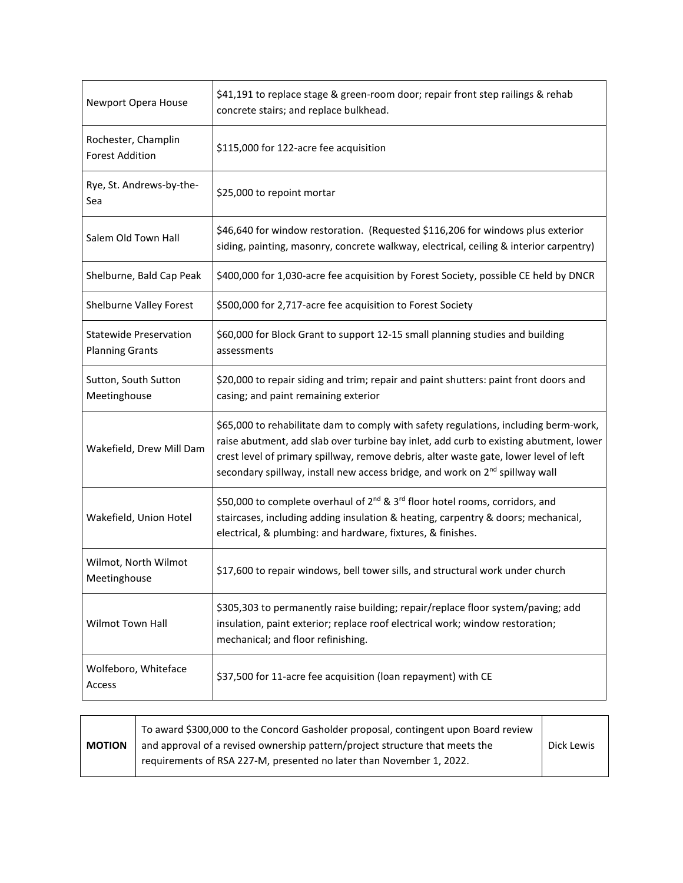| | |
|---|---|
| Newport Opera House | $41,191 to replace stage & green-room door; repair front step railings & rehab concrete stairs; and replace bulkhead. |
| Rochester, Champlin Forest Addition | $115,000 for 122-acre fee acquisition |
| Rye, St. Andrews-by-the-Sea | $25,000 to repoint mortar |
| Salem Old Town Hall | $46,640 for window restoration. (Requested $116,206 for windows plus exterior siding, painting, masonry, concrete walkway, electrical, ceiling & interior carpentry) |
| Shelburne, Bald Cap Peak | $400,000 for 1,030-acre fee acquisition by Forest Society, possible CE held by DNCR |
| Shelburne Valley Forest | $500,000 for 2,717-acre fee acquisition to Forest Society |
| Statewide Preservation Planning Grants | $60,000 for Block Grant to support 12-15 small planning studies and building assessments |
| Sutton, South Sutton Meetinghouse | $20,000 to repair siding and trim; repair and paint shutters: paint front doors and casing; and paint remaining exterior |
| Wakefield, Drew Mill Dam | $65,000 to rehabilitate dam to comply with safety regulations, including berm-work, raise abutment, add slab over turbine bay inlet, add curb to existing abutment, lower crest level of primary spillway, remove debris, alter waste gate, lower level of left secondary spillway, install new access bridge, and work on 2nd spillway wall |
| Wakefield, Union Hotel | $50,000 to complete overhaul of 2nd & 3rd floor hotel rooms, corridors, and staircases, including adding insulation & heating, carpentry & doors; mechanical, electrical, & plumbing: and hardware, fixtures, & finishes. |
| Wilmot, North Wilmot Meetinghouse | $17,600 to repair windows, bell tower sills, and structural work under church |
| Wilmot Town Hall | $305,303 to permanently raise building; repair/replace floor system/paving; add insulation, paint exterior; replace roof electrical work; window restoration; mechanical; and floor refinishing. |
| Wolfeboro, Whiteface Access | $37,500 for 11-acre fee acquisition (loan repayment) with CE |

| | | |
|---|---|---|
| **MOTION** | To award $300,000 to the Concord Gasholder proposal, contingent upon Board review and approval of a revised ownership pattern/project structure that meets the requirements of RSA 227-M, presented no later than November 1, 2022. | Dick Lewis |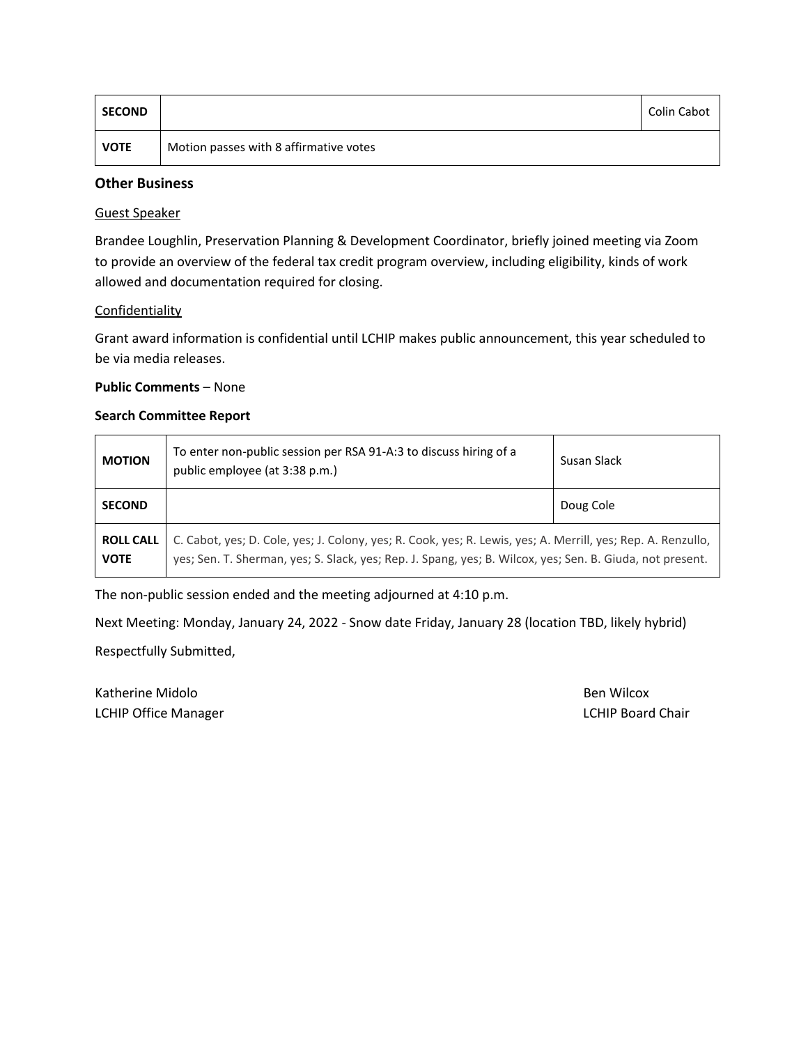| | | |
|---|---|---|
| **SECOND** | | Colin Cabot |
| **VOTE** | Motion passes with 8 affirmative votes | |

### Other Business

Guest Speaker

Brandee Loughlin, Preservation Planning & Development Coordinator, briefly joined meeting via Zoom to provide an overview of the federal tax credit program overview, including eligibility, kinds of work allowed and documentation required for closing.

Confidentiality

Grant award information is confidential until LCHIP makes public announcement, this year scheduled to be via media releases.

**Public Comments** – None

**Search Committee Report**

| | | |
|---|---|---|
| **MOTION** | To enter non-public session per RSA 91-A:3 to discuss hiring of a public employee (at 3:38 p.m.) | Susan Slack |
| **SECOND** | | Doug Cole |
| **ROLL CALL VOTE** | C. Cabot, yes; D. Cole, yes; J. Colony, yes; R. Cook, yes; R. Lewis, yes; A. Merrill, yes; Rep. A. Renzullo, yes; Sen. T. Sherman, yes; S. Slack, yes; Rep. J. Spang, yes; B. Wilcox, yes; Sen. B. Giuda, not present. | |

The non-public session ended and the meeting adjourned at 4:10 p.m.

Next Meeting: Monday, January 24, 2022 - Snow date Friday, January 28 (location TBD, likely hybrid)

Respectfully Submitted,

Katherine Midolo
LCHIP Office Manager

Ben Wilcox
LCHIP Board Chair